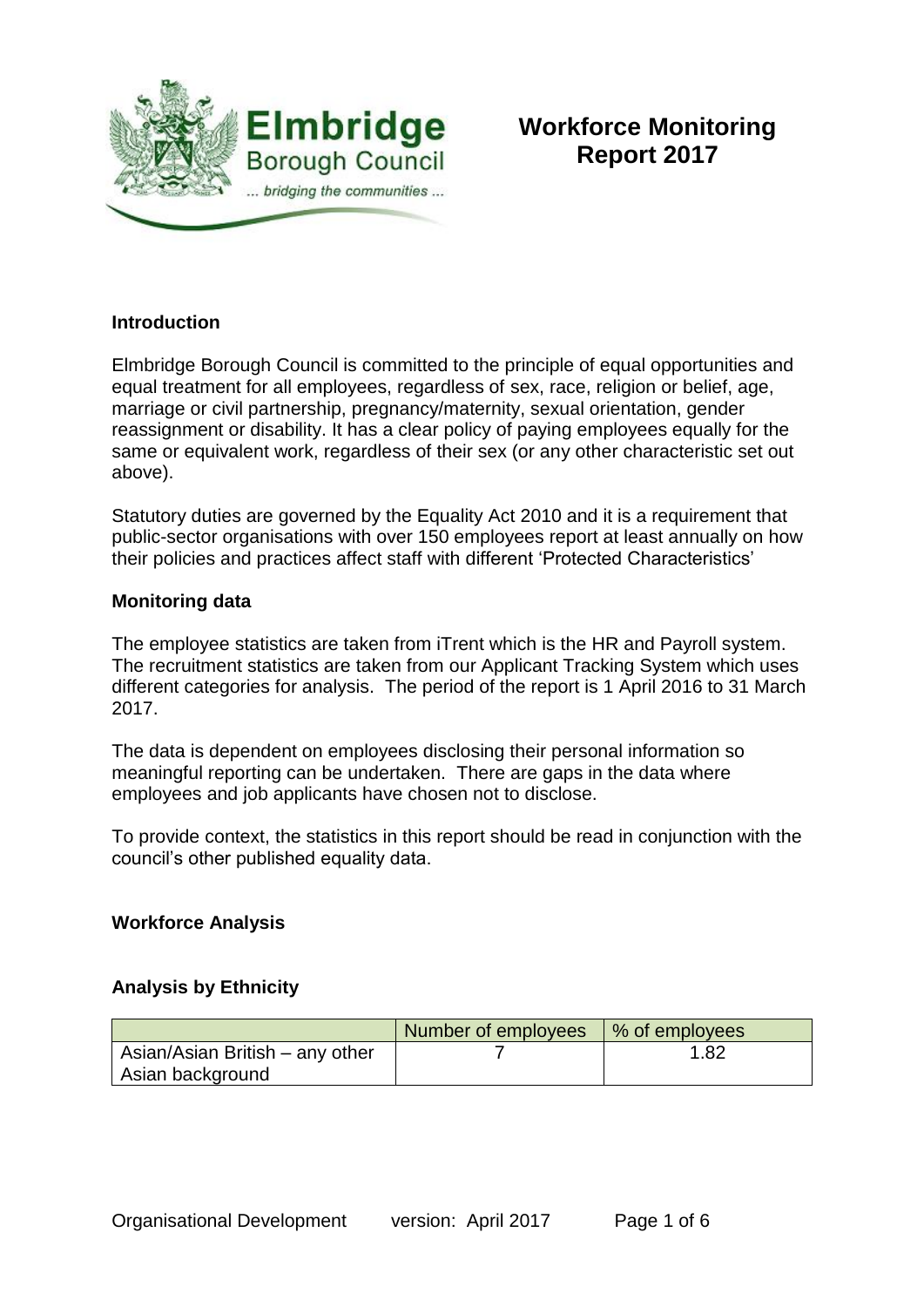# Workforce Monitoring Report 2017

## Introduction

Elmbridge Borough Council is committed to the principle of equal opportunities and equal treatment for all employees, regardless of sex, race, religion or belief, age, marriage or civil partnership, pregnancy/maternity, sexual orientation, gender reassignment or disability. It has a clear policy of paying employees equally for the same or equivalent work, regardless of their sex (or any other characteristic set out above).

Statutory duties are governed by the Equality Act 2010 and it is a requirement that public-sector organisations with over 150 employees report at least annually on how their policies and practices affect staff with different 'Protected Characteristics'

## Monitoring data

The employee statistics are taken from iTrent which is the HR and Payroll system. The recruitment statistics are taken from our Applicant Tracking System which uses different categories for analysis. The period of the report is 1 April 2016 to 31 March 2017.

The data is dependent on employees disclosing their personal information so meaningful reporting can be undertaken. There are gaps in the data where employees and job applicants have chosen not to disclose.

To provide context, the statistics in this report should be read in conjunction with the council's other published equality data.

## Workforce Analysis

### Analysis by Ethnicity

| | Number of employees | % of employees |
|---|---|---|
| Asian/Asian British – any other Asian background | 7 | 1.82 |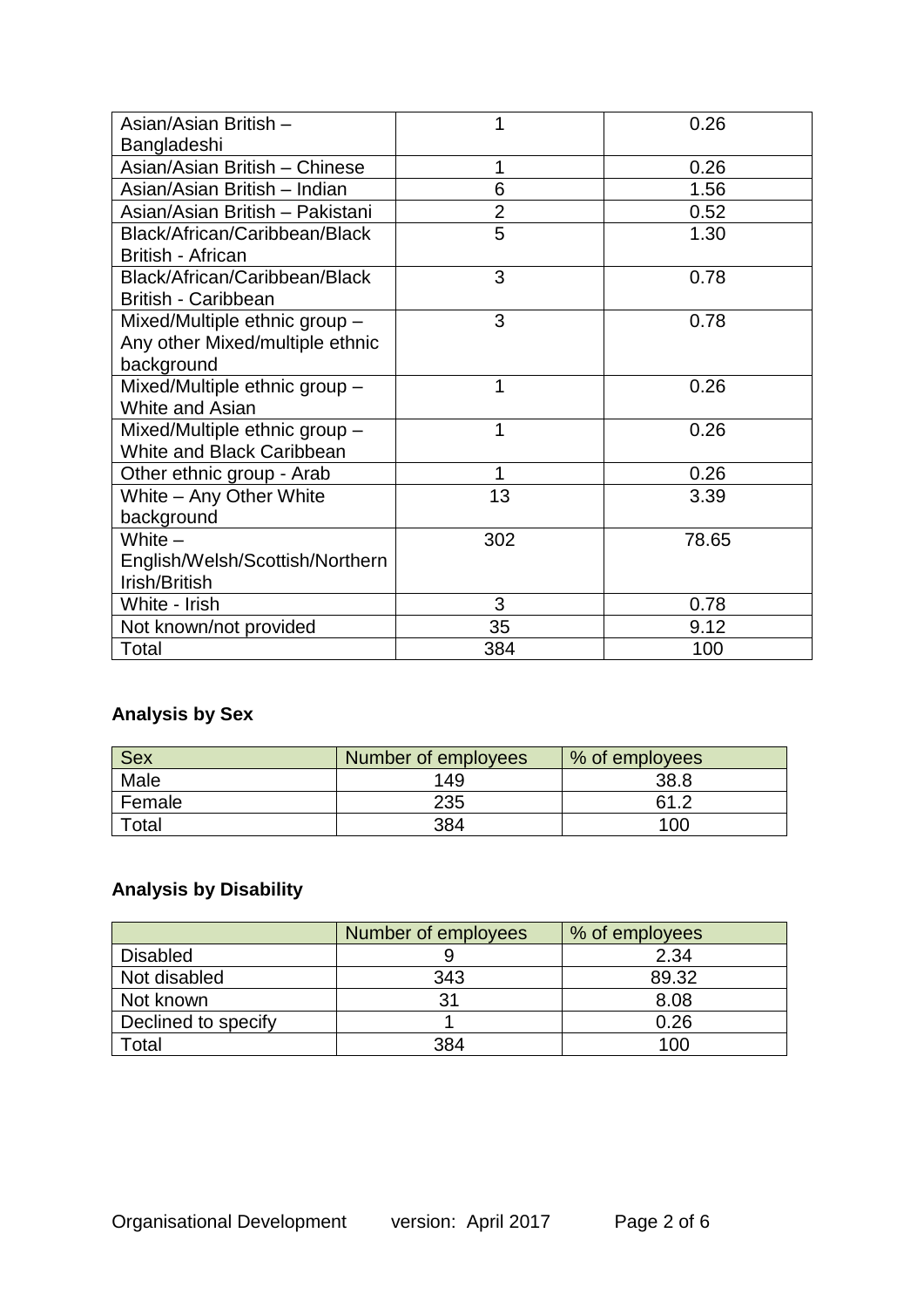| | | |
|---|---|---|
| Asian/Asian British – Bangladeshi | 1 | 0.26 |
| Asian/Asian British – Chinese | 1 | 0.26 |
| Asian/Asian British – Indian | 6 | 1.56 |
| Asian/Asian British – Pakistani | 2 | 0.52 |
| Black/African/Caribbean/Black British - African | 5 | 1.30 |
| Black/African/Caribbean/Black British - Caribbean | 3 | 0.78 |
| Mixed/Multiple ethnic group – Any other Mixed/multiple ethnic background | 3 | 0.78 |
| Mixed/Multiple ethnic group – White and Asian | 1 | 0.26 |
| Mixed/Multiple ethnic group – White and Black Caribbean | 1 | 0.26 |
| Other ethnic group - Arab | 1 | 0.26 |
| White – Any Other White background | 13 | 3.39 |
| White – English/Welsh/Scottish/Northern Irish/British | 302 | 78.65 |
| White - Irish | 3 | 0.78 |
| Not known/not provided | 35 | 9.12 |
| Total | 384 | 100 |

**Analysis by Sex**

| Sex | Number of employees | % of employees |
|---|---|---|
| Male | 149 | 38.8 |
| Female | 235 | 61.2 |
| Total | 384 | 100 |

**Analysis by Disability**

| | Number of employees | % of employees |
|---|---|---|
| Disabled | 9 | 2.34 |
| Not disabled | 343 | 89.32 |
| Not known | 31 | 8.08 |
| Declined to specify | 1 | 0.26 |
| Total | 384 | 100 |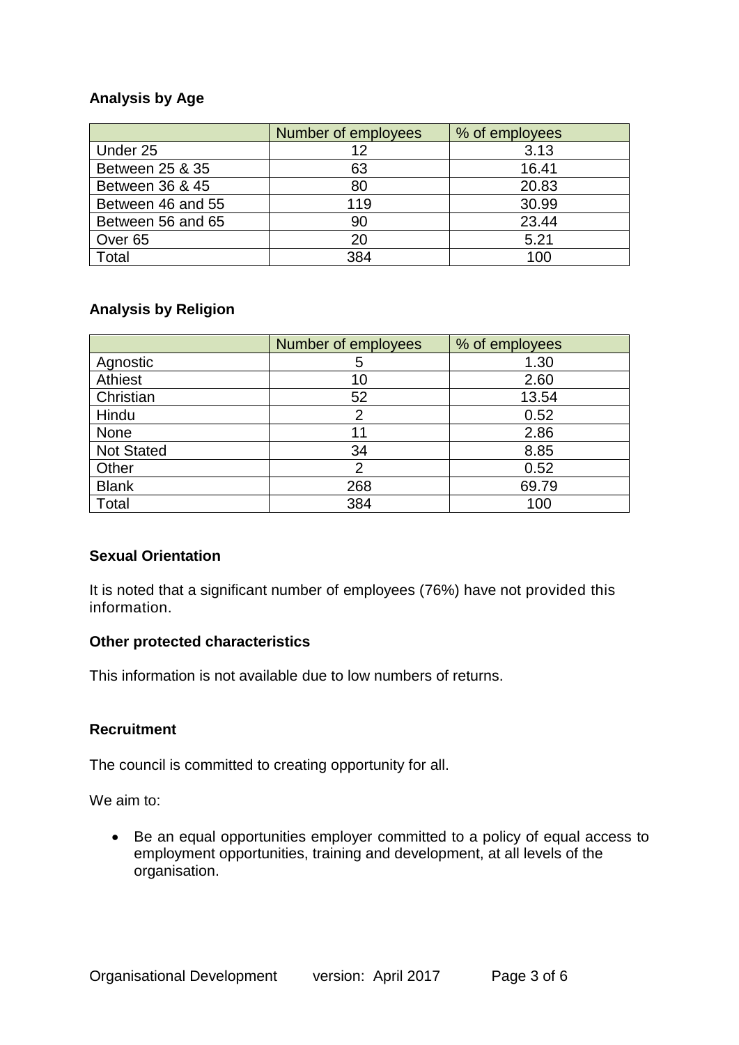**Analysis by Age**

| | Number of employees | % of employees |
|---|---|---|
| Under 25 | 12 | 3.13 |
| Between 25 & 35 | 63 | 16.41 |
| Between 36 & 45 | 80 | 20.83 |
| Between 46 and 55 | 119 | 30.99 |
| Between 56 and 65 | 90 | 23.44 |
| Over 65 | 20 | 5.21 |
| Total | 384 | 100 |

**Analysis by Religion**

| | Number of employees | % of employees |
|---|---|---|
| Agnostic | 5 | 1.30 |
| Athiest | 10 | 2.60 |
| Christian | 52 | 13.54 |
| Hindu | 2 | 0.52 |
| None | 11 | 2.86 |
| Not Stated | 34 | 8.85 |
| Other | 2 | 0.52 |
| Blank | 268 | 69.79 |
| Total | 384 | 100 |

**Sexual Orientation**

It is noted that a significant number of employees (76%) have not provided this information.

**Other protected characteristics**

This information is not available due to low numbers of returns.

**Recruitment**

The council is committed to creating opportunity for all.

We aim to:

- Be an equal opportunities employer committed to a policy of equal access to employment opportunities, training and development, at all levels of the organisation.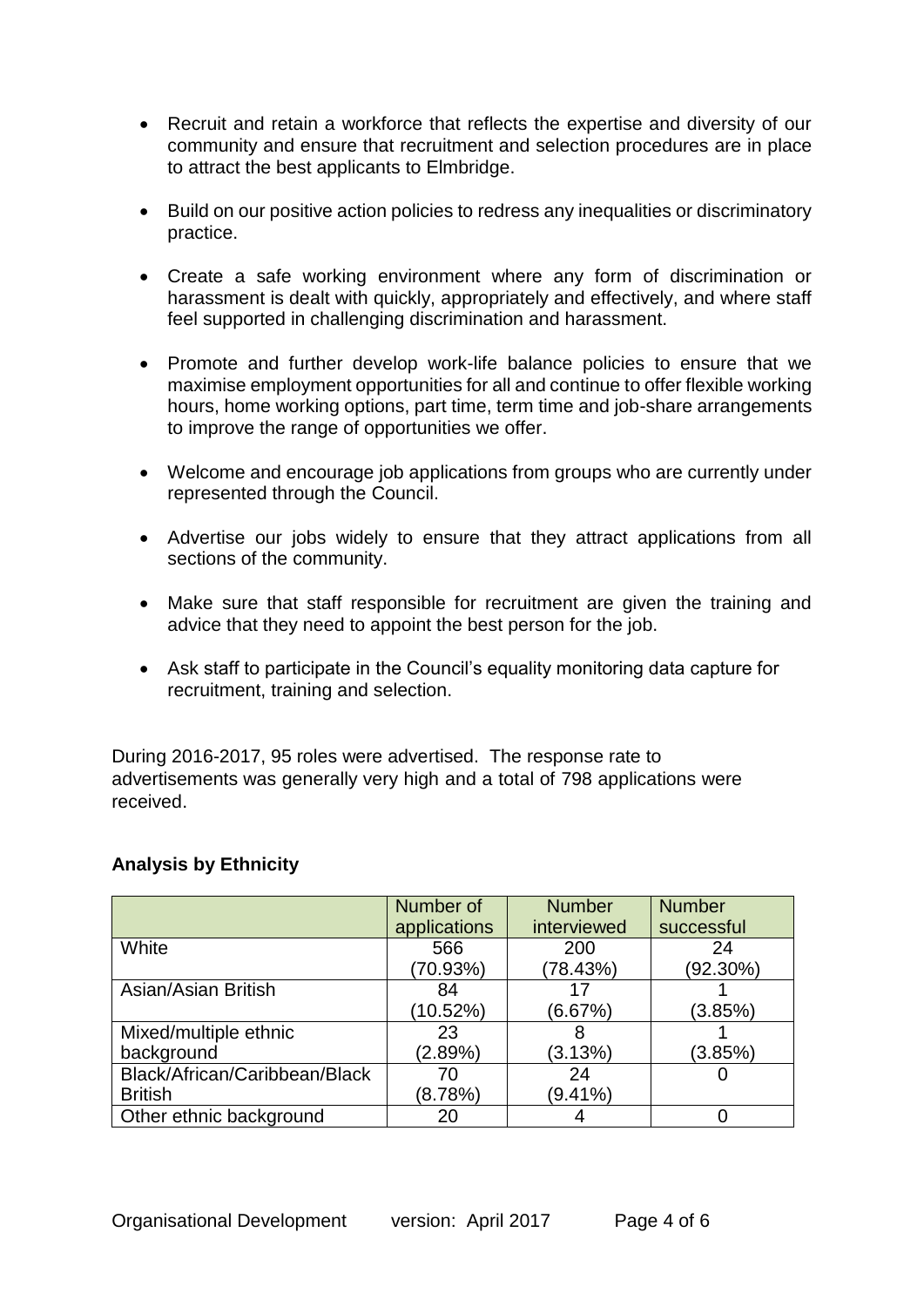- Recruit and retain a workforce that reflects the expertise and diversity of our community and ensure that recruitment and selection procedures are in place to attract the best applicants to Elmbridge.

- Build on our positive action policies to redress any inequalities or discriminatory practice.

- Create a safe working environment where any form of discrimination or harassment is dealt with quickly, appropriately and effectively, and where staff feel supported in challenging discrimination and harassment.

- Promote and further develop work-life balance policies to ensure that we maximise employment opportunities for all and continue to offer flexible working hours, home working options, part time, term time and job-share arrangements to improve the range of opportunities we offer.

- Welcome and encourage job applications from groups who are currently under represented through the Council.

- Advertise our jobs widely to ensure that they attract applications from all sections of the community.

- Make sure that staff responsible for recruitment are given the training and advice that they need to appoint the best person for the job.

- Ask staff to participate in the Council's equality monitoring data capture for recruitment, training and selection.

During 2016-2017, 95 roles were advertised. The response rate to advertisements was generally very high and a total of 798 applications were received.

**Analysis by Ethnicity**

| | Number of applications | Number interviewed | Number successful |
|---|---|---|---|
| White | 566 (70.93%) | 200 (78.43%) | 24 (92.30%) |
| Asian/Asian British | 84 (10.52%) | 17 (6.67%) | 1 (3.85%) |
| Mixed/multiple ethnic background | 23 (2.89%) | 8 (3.13%) | 1 (3.85%) |
| Black/African/Caribbean/Black British | 70 (8.78%) | 24 (9.41%) | 0 |
| Other ethnic background | 20 | 4 | 0 |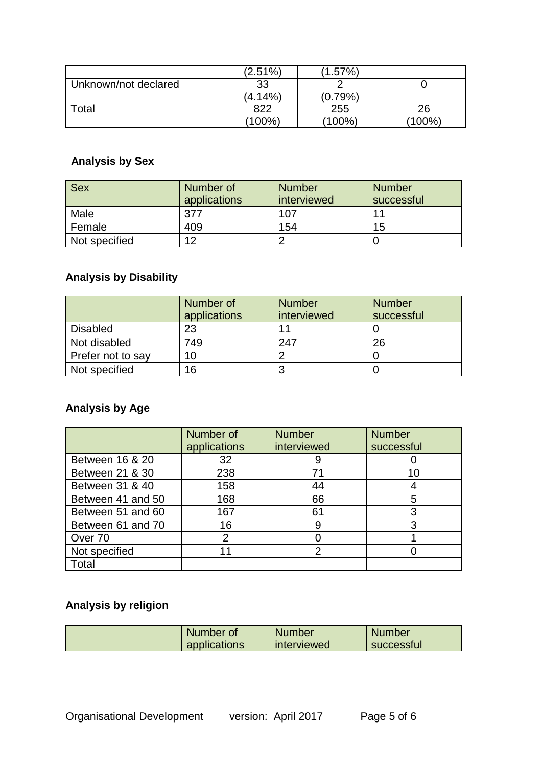| | | | |
|---|---|---|---|
| | (2.51%) | (1.57%) | |
| Unknown/not declared | 33 (4.14%) | 2 (0.79%) | 0 |
| Total | 822 (100%) | 255 (100%) | 26 (100%) |

**Analysis by Sex**

| Sex | Number of applications | Number interviewed | Number successful |
|---|---|---|---|
| Male | 377 | 107 | 11 |
| Female | 409 | 154 | 15 |
| Not specified | 12 | 2 | 0 |

**Analysis by Disability**

| | Number of applications | Number interviewed | Number successful |
|---|---|---|---|
| Disabled | 23 | 11 | 0 |
| Not disabled | 749 | 247 | 26 |
| Prefer not to say | 10 | 2 | 0 |
| Not specified | 16 | 3 | 0 |

**Analysis by Age**

| | Number of applications | Number interviewed | Number successful |
|---|---|---|---|
| Between 16 & 20 | 32 | 9 | 0 |
| Between 21 & 30 | 238 | 71 | 10 |
| Between 31 & 40 | 158 | 44 | 4 |
| Between 41 and 50 | 168 | 66 | 5 |
| Between 51 and 60 | 167 | 61 | 3 |
| Between 61 and 70 | 16 | 9 | 3 |
| Over 70 | 2 | 0 | 1 |
| Not specified | 11 | 2 | 0 |
| Total | | | |

**Analysis by religion**

| | Number of applications | Number interviewed | Number successful |
|---|---|---|---|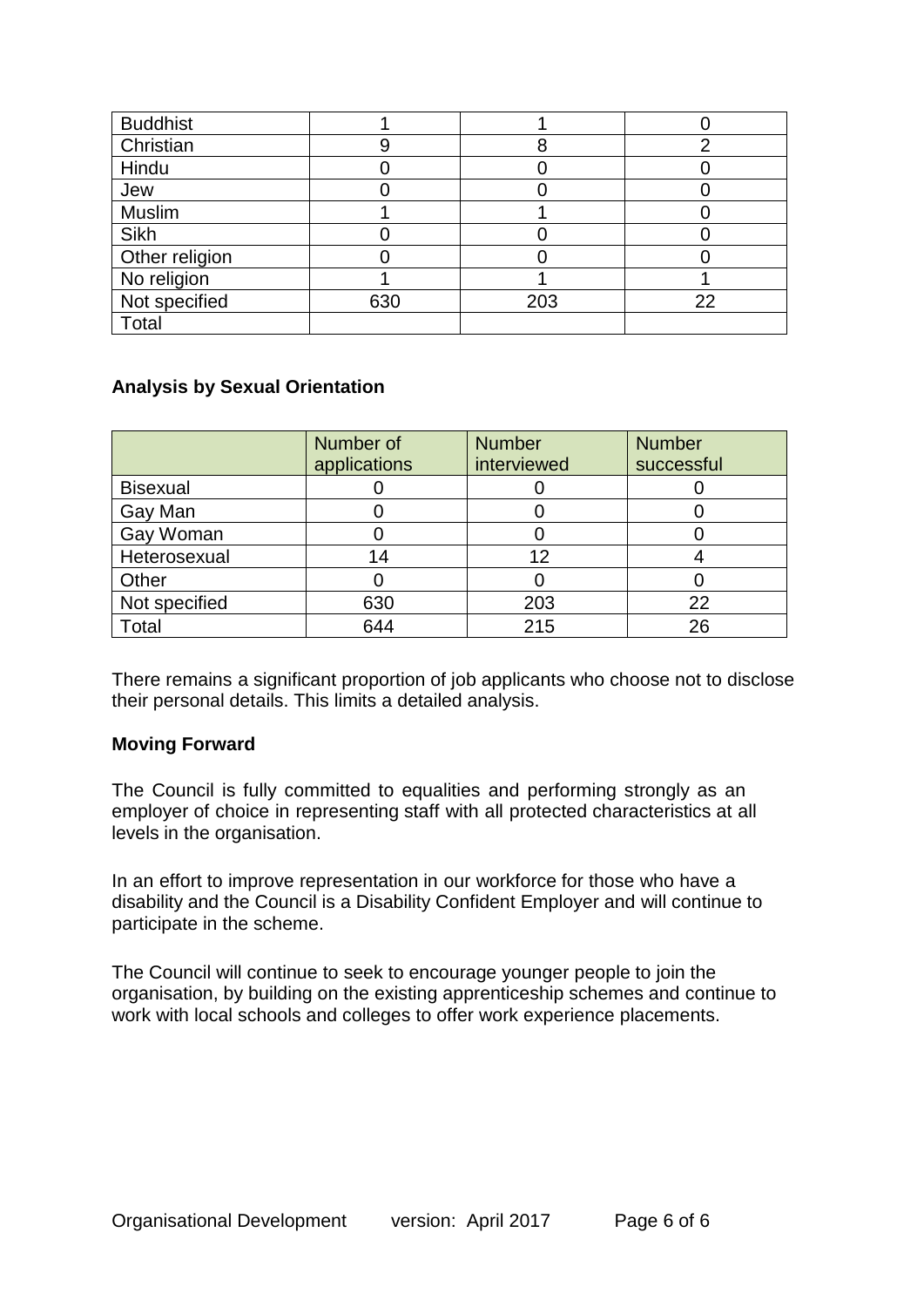| | | | |
|---|---|---|---|
| Buddhist | 1 | 1 | 0 |
| Christian | 9 | 8 | 2 |
| Hindu | 0 | 0 | 0 |
| Jew | 0 | 0 | 0 |
| Muslim | 1 | 1 | 0 |
| Sikh | 0 | 0 | 0 |
| Other religion | 0 | 0 | 0 |
| No religion | 1 | 1 | 1 |
| Not specified | 630 | 203 | 22 |
| Total | | | |

**Analysis by Sexual Orientation**

| | Number of applications | Number interviewed | Number successful |
|---|---|---|---|
| Bisexual | 0 | 0 | 0 |
| Gay Man | 0 | 0 | 0 |
| Gay Woman | 0 | 0 | 0 |
| Heterosexual | 14 | 12 | 4 |
| Other | 0 | 0 | 0 |
| Not specified | 630 | 203 | 22 |
| Total | 644 | 215 | 26 |

There remains a significant proportion of job applicants who choose not to disclose their personal details. This limits a detailed analysis.

**Moving Forward**

The Council is fully committed to equalities and performing strongly as an employer of choice in representing staff with all protected characteristics at all levels in the organisation.

In an effort to improve representation in our workforce for those who have a disability and the Council is a Disability Confident Employer and will continue to participate in the scheme.

The Council will continue to seek to encourage younger people to join the organisation, by building on the existing apprenticeship schemes and continue to work with local schools and colleges to offer work experience placements.